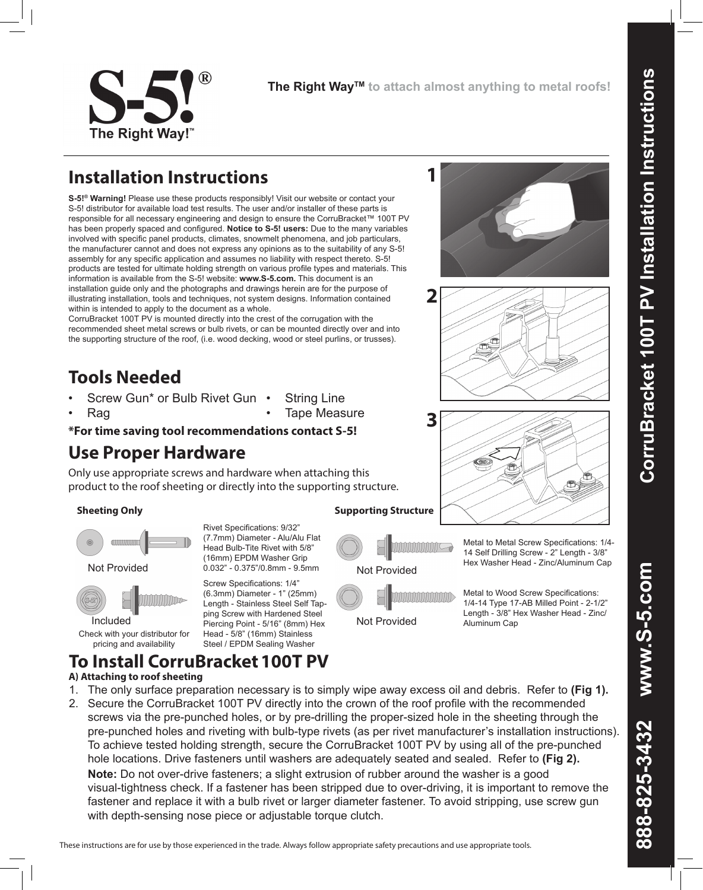**The Right Way™ to attach almost anything to metal roofs!**

# Installation Instructions

**S-5!® Warning!** Please use these products responsibly! Visit our website or contact your S-5! distributor for available load test results. The user and/or installer of these parts is responsible for all necessary engineering and design to ensure the CorruBracket™ 100T PV has been properly spaced and configured. **Notice to S-5! users:** Due to the many variables involved with specific panel products, climates, snowmelt phenomena, and job particulars, the manufacturer cannot and does not express any opinions as to the suitability of any S-5! assembly for any specific application and assumes no liability with respect thereto. S-5! products are tested for ultimate holding strength on various profile types and materials. This information is available from the S-5! website: **www.S-5.com.** This document is an installation guide only and the photographs and drawings herein are for the purpose of illustrating installation, tools and techniques, not system designs. Information contained within is intended to apply to the document as a whole.

CorruBracket 100T PV is mounted directly into the crest of the corrugation with the recommended sheet metal screws or bulb rivets, or can be mounted directly over and into the supporting structure of the roof, (i.e. wood decking, wood or steel purlins, or trusses).

## Tools Needed

- Screw Gun* or Bulb Rivet Gun
- Rag
- String Line
- Tape Measure

***For time saving tool recommendations contact S-5!**

## Use Proper Hardware

Only use appropriate screws and hardware when attaching this product to the roof sheeting or directly into the supporting structure.

**Sheeting Only**

Not Provided

Rivet Specifications: 9/32" (7.7mm) Diameter - Alu/Alu Flat Head Bulb-Tite Rivet with 5/8" (16mm) EPDM Washer Grip 0.032" - 0.375"/0.8mm - 9.5mm

Included

Check with your distributor for pricing and availability

Screw Specifications: 1/4" (6.3mm) Diameter - 1" (25mm) Length - Stainless Steel Self Tapping Screw with Hardened Steel Piercing Point - 5/16" (8mm) Hex Head - 5/8" (16mm) Stainless Steel / EPDM Sealing Washer

**Supporting Structure**

Not Provided

Metal to Metal Screw Specifications: 1/4-14 Self Drilling Screw - 2" Length - 3/8" Hex Washer Head - Zinc/Aluminum Cap

Not Provided

Metal to Wood Screw Specifications: 1/4-14 Type 17-AB Milled Point - 2-1/2" Length - 3/8" Hex Washer Head - Zinc/Aluminum Cap

## To Install CorruBracket 100T PV

**A) Attaching to roof sheeting**

1. The only surface preparation necessary is to simply wipe away excess oil and debris. Refer to **(Fig 1).**
2. Secure the CorruBracket 100T PV directly into the crown of the roof profile with the recommended screws via the pre-punched holes, or by pre-drilling the proper-sized hole in the sheeting through the pre-punched holes and riveting with bulb-type rivets (as per rivet manufacturer's installation instructions). To achieve tested holding strength, secure the CorruBracket 100T PV by using all of the pre-punched hole locations. Drive fasteners until washers are adequately seated and sealed. Refer to **(Fig 2).**

   **Note:** Do not over-drive fasteners; a slight extrusion of rubber around the washer is a good visual-tightness check. If a fastener has been stripped due to over-driving, it is important to remove the fastener and replace it with a bulb rivet or larger diameter fastener. To avoid stripping, use screw gun with depth-sensing nose piece or adjustable torque clutch.

These instructions are for use by those experienced in the trade. Always follow appropriate safety precautions and use appropriate tools.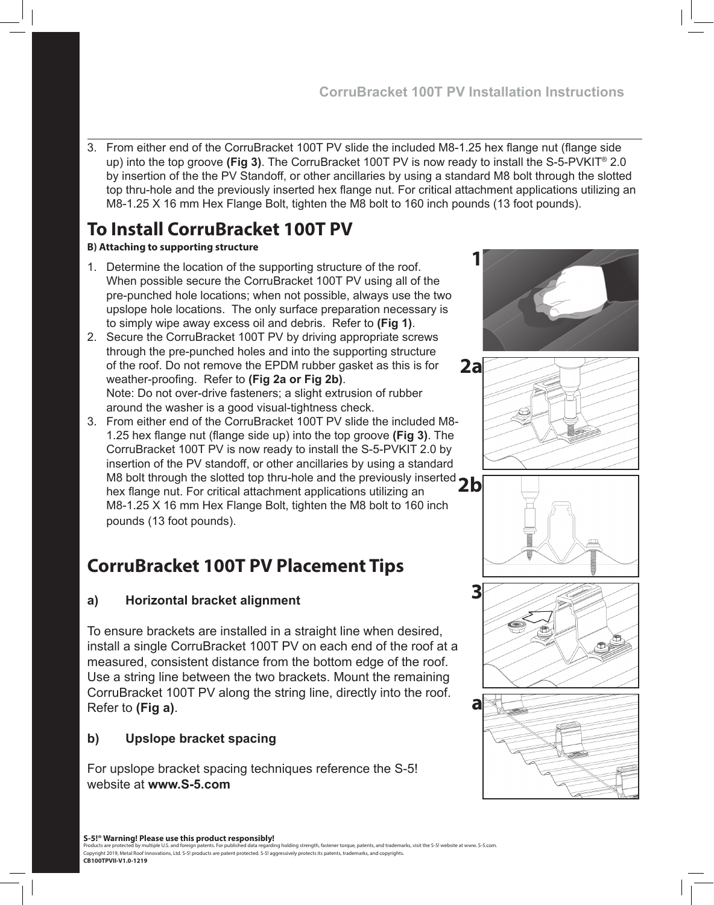3. From either end of the CorruBracket 100T PV slide the included M8-1.25 hex flange nut (flange side up) into the top groove **(Fig 3)**. The CorruBracket 100T PV is now ready to install the S-5-PVKIT® 2.0 by insertion of the the PV Standoff, or other ancillaries by using a standard M8 bolt through the slotted top thru-hole and the previously inserted hex flange nut. For critical attachment applications utilizing an M8-1.25 X 16 mm Hex Flange Bolt, tighten the M8 bolt to 160 inch pounds (13 foot pounds).

## To Install CorruBracket 100T PV

**B) Attaching to supporting structure**

1. Determine the location of the supporting structure of the roof. When possible secure the CorruBracket 100T PV using all of the pre-punched hole locations; when not possible, always use the two upslope hole locations. The only surface preparation necessary is to simply wipe away excess oil and debris. Refer to **(Fig 1)**.
2. Secure the CorruBracket 100T PV by driving appropriate screws through the pre-punched holes and into the supporting structure of the roof. Do not remove the EPDM rubber gasket as this is for weather-proofing. Refer to **(Fig 2a or Fig 2b)**.
   Note: Do not over-drive fasteners; a slight extrusion of rubber around the washer is a good visual-tightness check.
3. From either end of the CorruBracket 100T PV slide the included M8-1.25 hex flange nut (flange side up) into the top groove **(Fig 3)**. The CorruBracket 100T PV is now ready to install the S-5-PVKIT 2.0 by insertion of the PV standoff, or other ancillaries by using a standard M8 bolt through the slotted top thru-hole and the previously inserted hex flange nut. For critical attachment applications utilizing an M8-1.25 X 16 mm Hex Flange Bolt, tighten the M8 bolt to 160 inch pounds (13 foot pounds).

1

2a

2b

3

a

## CorruBracket 100T PV Placement Tips

**a) Horizontal bracket alignment**

To ensure brackets are installed in a straight line when desired, install a single CorruBracket 100T PV on each end of the roof at a measured, consistent distance from the bottom edge of the roof. Use a string line between the two brackets. Mount the remaining CorruBracket 100T PV along the string line, directly into the roof. Refer to **(Fig a)**.

**b) Upslope bracket spacing**

For upslope bracket spacing techniques reference the S-5! website at **www.S-5.com**

**S-5!® Warning! Please use this product responsibly!**
Products are protected by multiple U.S. and foreign patents. For published data regarding holding strength, fastener torque, patents, and trademarks, visit the S-5! website at www. S-5.com.
Copyright 2019, Metal Roof Innovations, Ltd. S-5! products are patent protected. S-5! aggressively protects its patents, trademarks, and copyrights.
**CB100TPVII-V1.0-1219**